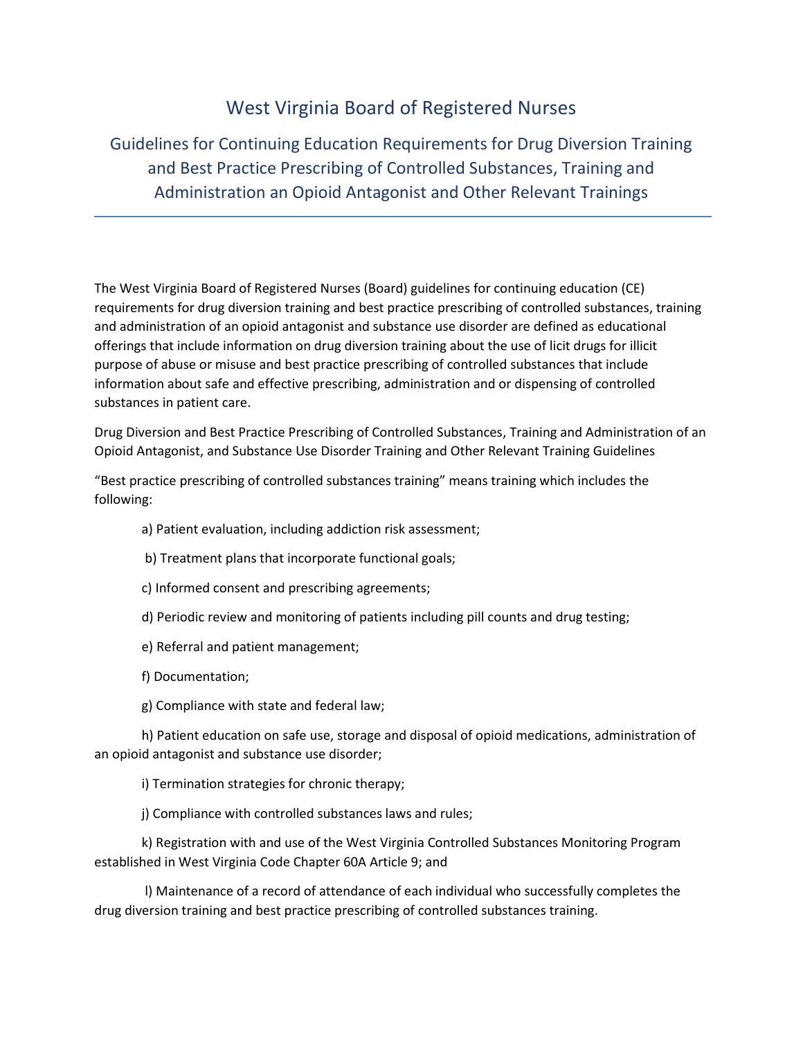# West Virginia Board of Registered Nurses

## Guidelines for Continuing Education Requirements for Drug Diversion Training and Best Practice Prescribing of Controlled Substances, Training and Administration an Opioid Antagonist and Other Relevant Trainings

The West Virginia Board of Registered Nurses (Board) guidelines for continuing education (CE) requirements for drug diversion training and best practice prescribing of controlled substances, training and administration of an opioid antagonist and substance use disorder are defined as educational offerings that include information on drug diversion training about the use of licit drugs for illicit purpose of abuse or misuse and best practice prescribing of controlled substances that include information about safe and effective prescribing, administration and or dispensing of controlled substances in patient care.

Drug Diversion and Best Practice Prescribing of Controlled Substances, Training and Administration of an Opioid Antagonist, and Substance Use Disorder Training and Other Relevant Training Guidelines

"Best practice prescribing of controlled substances training" means training which includes the following:

a) Patient evaluation, including addiction risk assessment;

b) Treatment plans that incorporate functional goals;

c) Informed consent and prescribing agreements;

d) Periodic review and monitoring of patients including pill counts and drug testing;

e) Referral and patient management;

f) Documentation;

g) Compliance with state and federal law;

h) Patient education on safe use, storage and disposal of opioid medications, administration of an opioid antagonist and substance use disorder;

i) Termination strategies for chronic therapy;

j) Compliance with controlled substances laws and rules;

k) Registration with and use of the West Virginia Controlled Substances Monitoring Program established in West Virginia Code Chapter 60A Article 9; and

l) Maintenance of a record of attendance of each individual who successfully completes the drug diversion training and best practice prescribing of controlled substances training.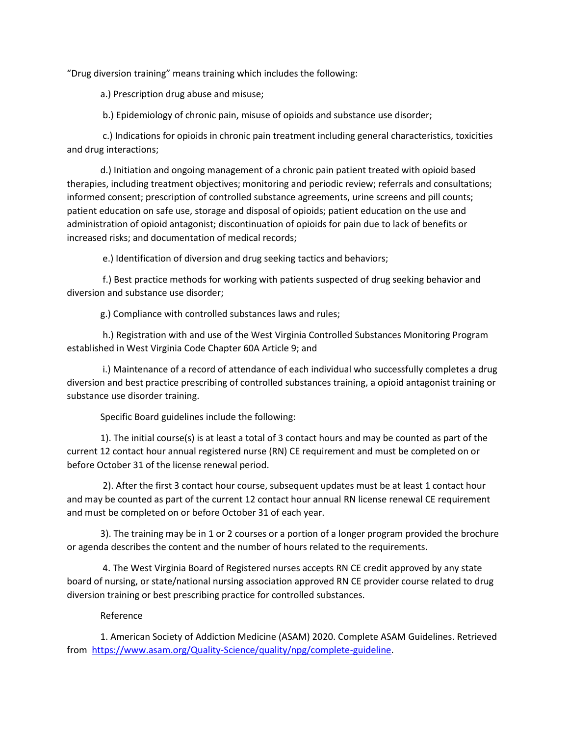"Drug diversion training" means training which includes the following:

a.) Prescription drug abuse and misuse;

b.) Epidemiology of chronic pain, misuse of opioids and substance use disorder;

c.) Indications for opioids in chronic pain treatment including general characteristics, toxicities and drug interactions;

d.) Initiation and ongoing management of a chronic pain patient treated with opioid based therapies, including treatment objectives; monitoring and periodic review; referrals and consultations; informed consent; prescription of controlled substance agreements, urine screens and pill counts; patient education on safe use, storage and disposal of opioids; patient education on the use and administration of opioid antagonist; discontinuation of opioids for pain due to lack of benefits or increased risks; and documentation of medical records;

e.) Identification of diversion and drug seeking tactics and behaviors;

f.) Best practice methods for working with patients suspected of drug seeking behavior and diversion and substance use disorder;

g.) Compliance with controlled substances laws and rules;

h.) Registration with and use of the West Virginia Controlled Substances Monitoring Program established in West Virginia Code Chapter 60A Article 9; and

i.) Maintenance of a record of attendance of each individual who successfully completes a drug diversion and best practice prescribing of controlled substances training, a opioid antagonist training or substance use disorder training.

Specific Board guidelines include the following:

1). The initial course(s) is at least a total of 3 contact hours and may be counted as part of the current 12 contact hour annual registered nurse (RN) CE requirement and must be completed on or before October 31 of the license renewal period.

2). After the first 3 contact hour course, subsequent updates must be at least 1 contact hour and may be counted as part of the current 12 contact hour annual RN license renewal CE requirement and must be completed on or before October 31 of each year.

3). The training may be in 1 or 2 courses or a portion of a longer program provided the brochure or agenda describes the content and the number of hours related to the requirements.

4. The West Virginia Board of Registered nurses accepts RN CE credit approved by any state board of nursing, or state/national nursing association approved RN CE provider course related to drug diversion training or best prescribing practice for controlled substances.

Reference

1. American Society of Addiction Medicine (ASAM) 2020. Complete ASAM Guidelines. Retrieved from https://www.asam.org/Quality-Science/quality/npg/complete-guideline.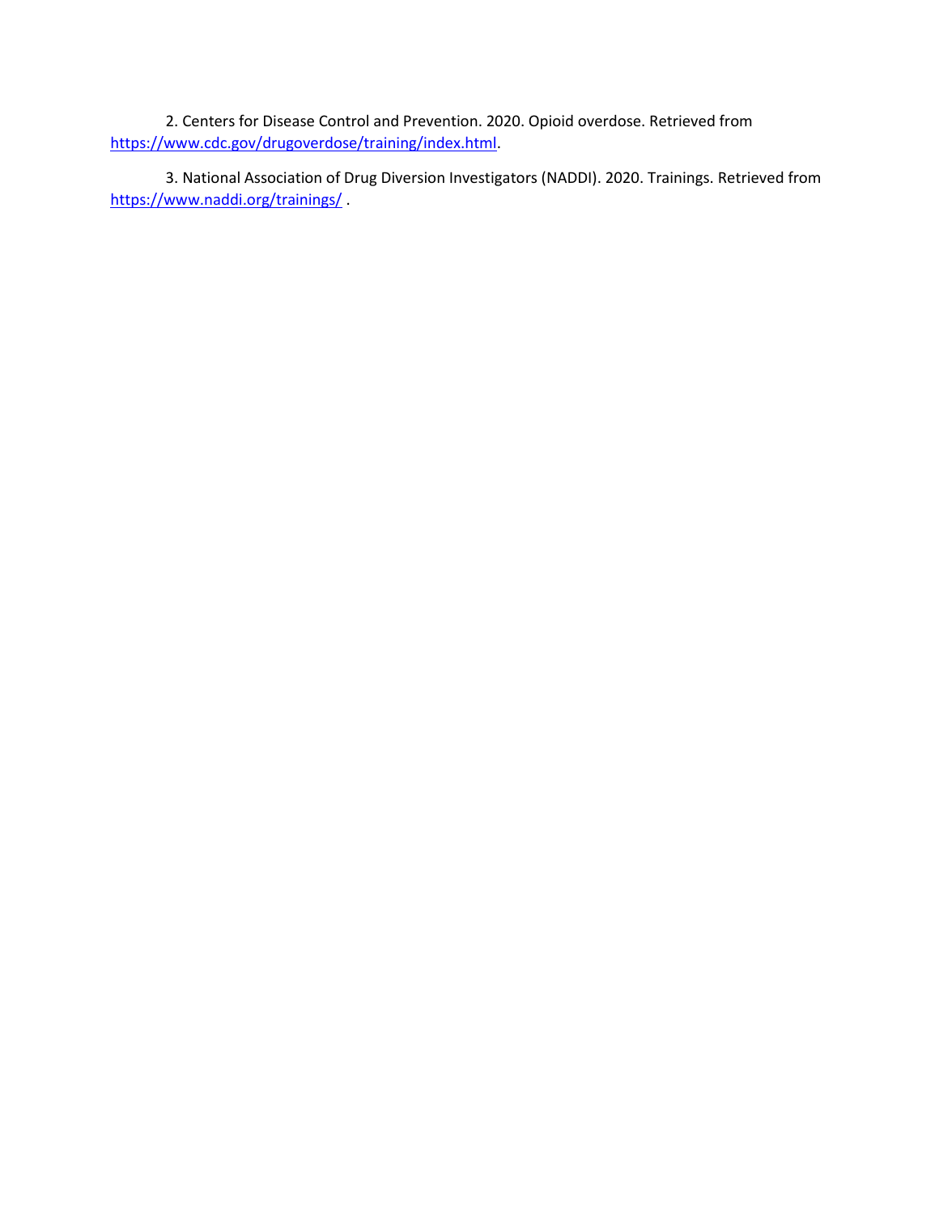2. Centers for Disease Control and Prevention. 2020. Opioid overdose. Retrieved from https://www.cdc.gov/drugoverdose/training/index.html.

3. National Association of Drug Diversion Investigators (NADDI). 2020. Trainings. Retrieved from https://www.naddi.org/trainings/ .